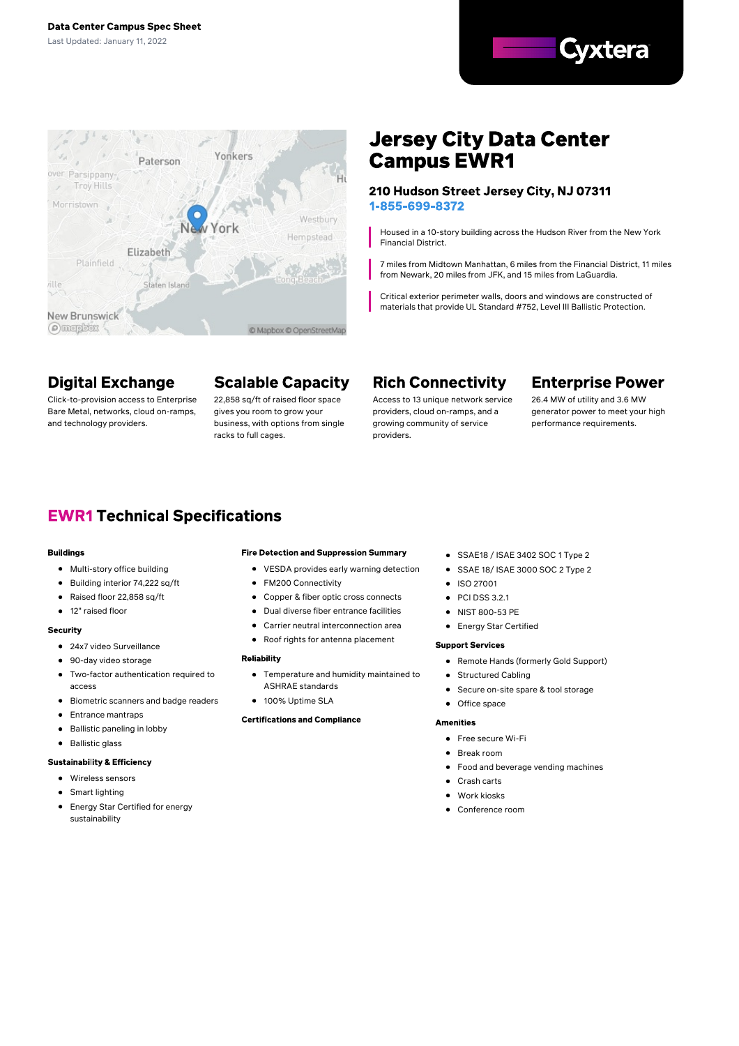**Data Center Campus Spec Sheet**

Last Updated: January 11, 2022

Cyxtera

# Jersey City Data Center Campus EWR1

### 210 Hudson Street Jersey City, NJ 07311

1-855-699-8372

Housed in a 10-story building across the Hudson River from the New York Financial District.

7 miles from Midtown Manhattan, 6 miles from the Financial District, 11 miles from Newark, 20 miles from JFK, and 15 miles from LaGuardia.

Critical exterior perimeter walls, doors and windows are constructed of materials that provide UL Standard #752, Level III Ballistic Protection.

## Digital Exchange

Click-to-provision access to Enterprise Bare Metal, networks, cloud on-ramps, and technology providers.

## Scalable Capacity

22,858 sq/ft of raised floor space gives you room to grow your business, with options from single racks to full cages.

## Rich Connectivity

Access to 13 unique network service providers, cloud on-ramps, and a growing community of service providers.

## Enterprise Power

26.4 MW of utility and 3.6 MW generator power to meet your high performance requirements.

## EWR1 Technical Specifications

**Buildings**

- Multi-story office building
- Building interior 74,222 sq/ft
- Raised floor 22,858 sq/ft
- 12" raised floor

**Security**

- 24x7 video Surveillance
- 90-day video storage
- Two-factor authentication required to access
- Biometric scanners and badge readers
- Entrance mantraps
- Ballistic paneling in lobby
- Ballistic glass

**Sustainability & Efficiency**

- Wireless sensors
- Smart lighting
- Energy Star Certified for energy sustainability

**Fire Detection and Suppression Summary**

- VESDA provides early warning detection
- FM200 Connectivity
- Copper & fiber optic cross connects
- Dual diverse fiber entrance facilities
- Carrier neutral interconnection area
- Roof rights for antenna placement

**Reliability**

- Temperature and humidity maintained to ASHRAE standards
- 100% Uptime SLA

**Certifications and Compliance**

- SSAE18 / ISAE 3402 SOC 1 Type 2
- SSAE 18/ ISAE 3000 SOC 2 Type 2
- ISO 27001
- PCI DSS 3.2.1
- NIST 800-53 PE
- Energy Star Certified

**Support Services**

- Remote Hands (formerly Gold Support)
- Structured Cabling
- Secure on-site spare & tool storage
- Office space

**Amenities**

- Free secure Wi-Fi
- Break room
- Food and beverage vending machines
- Crash carts
- Work kiosks
- Conference room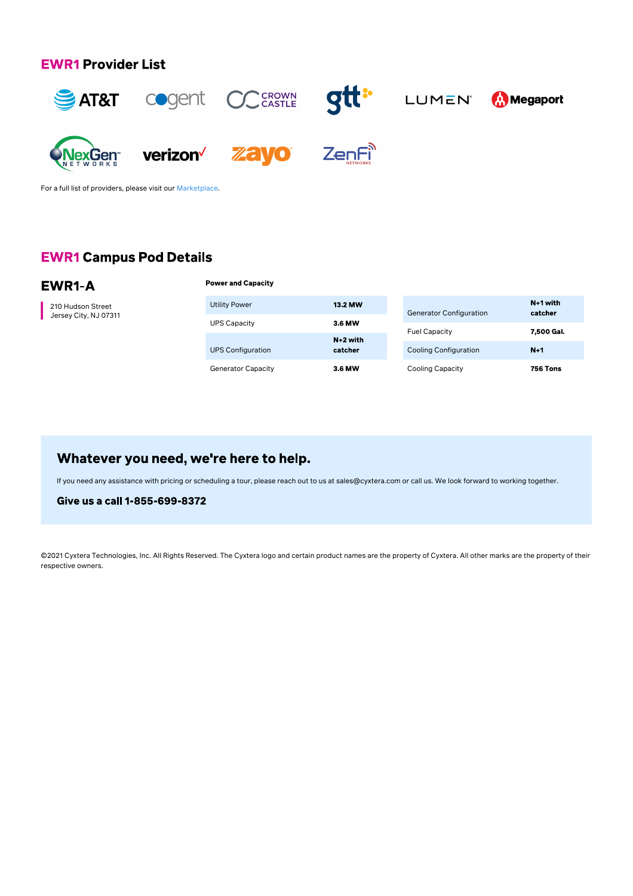## EWR1 Provider List

AT&T

cogent

Crown Castle

gtt

LUMEN

Megaport

NexGen Networks

verizon

zayo

ZenFi Networks

For a full list of providers, please visit our Marketplace.

## EWR1 Campus Pod Details

### EWR1-A

210 Hudson Street
Jersey City, NJ 07311

**Power and Capacity**

| | | | |
|---|---|---|---|
| Utility Power | **13.2 MW** | Generator Configuration | **N+1 with catcher** |
| UPS Capacity | **3.6 MW** | Fuel Capacity | **7,500 Gal.** |
| UPS Configuration | **N+2 with catcher** | Cooling Configuration | **N+1** |
| Generator Capacity | **3.6 MW** | Cooling Capacity | **756 Tons** |

## Whatever you need, we're here to help.

If you need any assistance with pricing or scheduling a tour, please reach out to us at sales@cyxtera.com or call us. We look forward to working together.

**Give us a call 1-855-699-8372**

©2021 Cyxtera Technologies, Inc. All Rights Reserved. The Cyxtera logo and certain product names are the property of Cyxtera. All other marks are the property of their respective owners.